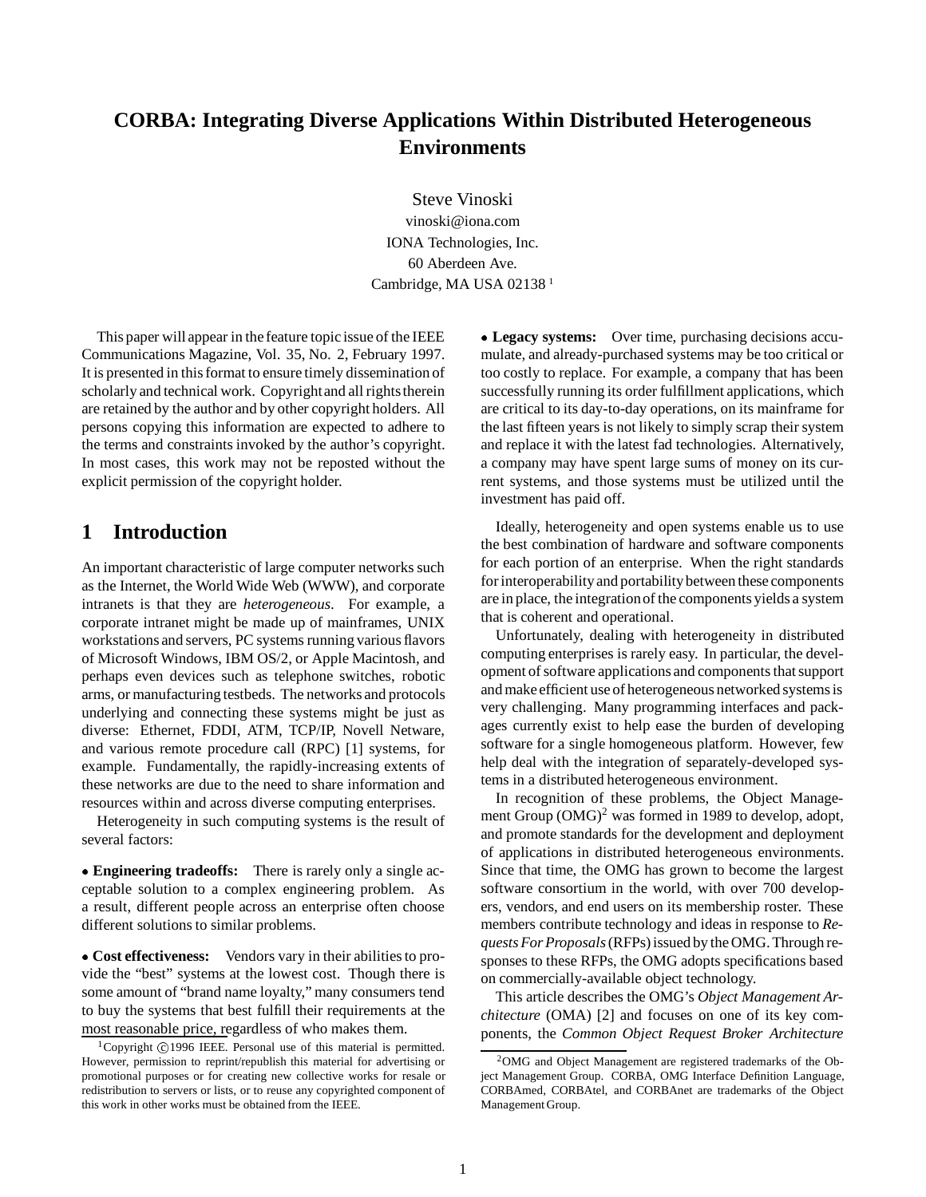# CORBA: Integrating Diverse Applications Within Distributed Heterogeneous Environments

Steve Vinoski
vinoski@iona.com
IONA Technologies, Inc.
60 Aberdeen Ave.
Cambridge, MA USA 02138 [1]

This paper will appear in the feature topic issue of the IEEE Communications Magazine, Vol. 35, No. 2, February 1997. It is presented in this format to ensure timely dissemination of scholarly and technical work. Copyright and all rights therein are retained by the author and by other copyright holders. All persons copying this information are expected to adhere to the terms and constraints invoked by the author's copyright. In most cases, this work may not be reposted without the explicit permission of the copyright holder.

## 1 Introduction

An important characteristic of large computer networks such as the Internet, the World Wide Web (WWW), and corporate intranets is that they are *heterogeneous*. For example, a corporate intranet might be made up of mainframes, UNIX workstations and servers, PC systems running various flavors of Microsoft Windows, IBM OS/2, or Apple Macintosh, and perhaps even devices such as telephone switches, robotic arms, or manufacturing testbeds. The networks and protocols underlying and connecting these systems might be just as diverse: Ethernet, FDDI, ATM, TCP/IP, Novell Netware, and various remote procedure call (RPC) [1] systems, for example. Fundamentally, the rapidly-increasing extents of these networks are due to the need to share information and resources within and across diverse computing enterprises.

Heterogeneity in such computing systems is the result of several factors:

- **Engineering tradeoffs:** There is rarely only a single acceptable solution to a complex engineering problem. As a result, different people across an enterprise often choose different solutions to similar problems.

- **Cost effectiveness:** Vendors vary in their abilities to provide the "best" systems at the lowest cost. Though there is some amount of "brand name loyalty," many consumers tend to buy the systems that best fulfill their requirements at the most reasonable price, regardless of who makes them.

- **Legacy systems:** Over time, purchasing decisions accumulate, and already-purchased systems may be too critical or too costly to replace. For example, a company that has been successfully running its order fulfillment applications, which are critical to its day-to-day operations, on its mainframe for the last fifteen years is not likely to simply scrap their system and replace it with the latest fad technologies. Alternatively, a company may have spent large sums of money on its current systems, and those systems must be utilized until the investment has paid off.

Ideally, heterogeneity and open systems enable us to use the best combination of hardware and software components for each portion of an enterprise. When the right standards for interoperability and portability between these components are in place, the integration of the components yields a system that is coherent and operational.

Unfortunately, dealing with heterogeneity in distributed computing enterprises is rarely easy. In particular, the development of software applications and components that support and make efficient use of heterogeneous networked systems is very challenging. Many programming interfaces and packages currently exist to help ease the burden of developing software for a single homogeneous platform. However, few help deal with the integration of separately-developed systems in a distributed heterogeneous environment.

In recognition of these problems, the Object Management Group (OMG)[2] was formed in 1989 to develop, adopt, and promote standards for the development and deployment of applications in distributed heterogeneous environments. Since that time, the OMG has grown to become the largest software consortium in the world, with over 700 developers, vendors, and end users on its membership roster. These members contribute technology and ideas in response to *Requests For Proposals* (RFPs) issued by the OMG. Through responses to these RFPs, the OMG adopts specifications based on commercially-available object technology.

This article describes the OMG's *Object Management Architecture* (OMA) [2] and focuses on one of its key components, the *Common Object Request Broker Architecture*

[1] Copyright ©1996 IEEE. Personal use of this material is permitted. However, permission to reprint/republish this material for advertising or promotional purposes or for creating new collective works for resale or redistribution to servers or lists, or to reuse any copyrighted component of this work in other works must be obtained from the IEEE.

[2] OMG and Object Management are registered trademarks of the Object Management Group. CORBA, OMG Interface Definition Language, CORBAmed, CORBAtel, and CORBAnet are trademarks of the Object Management Group.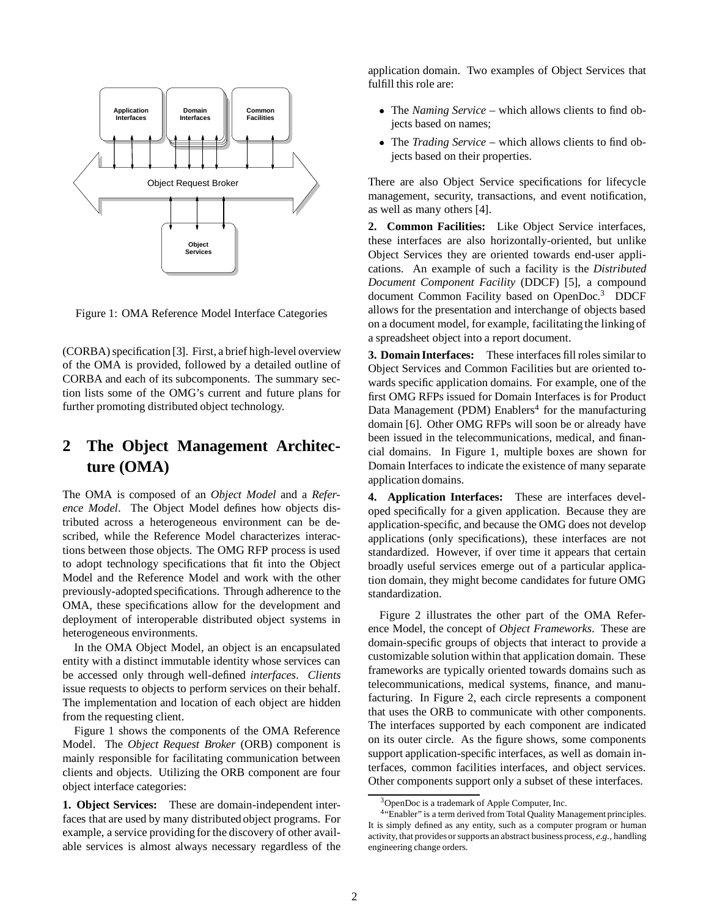Figure 1: OMA Reference Model Interface Categories

(CORBA) specification [3]. First, a brief high-level overview of the OMA is provided, followed by a detailed outline of CORBA and each of its subcomponents. The summary section lists some of the OMG's current and future plans for further promoting distributed object technology.

## 2 The Object Management Architecture (OMA)

The OMA is composed of an *Object Model* and a *Reference Model*. The Object Model defines how objects distributed across a heterogeneous environment can be described, while the Reference Model characterizes interactions between those objects. The OMG RFP process is used to adopt technology specifications that fit into the Object Model and the Reference Model and work with the other previously-adopted specifications. Through adherence to the OMA, these specifications allow for the development and deployment of interoperable distributed object systems in heterogeneous environments.

In the OMA Object Model, an object is an encapsulated entity with a distinct immutable identity whose services can be accessed only through well-defined *interfaces*. *Clients* issue requests to objects to perform services on their behalf. The implementation and location of each object are hidden from the requesting client.

Figure 1 shows the components of the OMA Reference Model. The *Object Request Broker* (ORB) component is mainly responsible for facilitating communication between clients and objects. Utilizing the ORB component are four object interface categories:

**1. Object Services:** These are domain-independent interfaces that are used by many distributed object programs. For example, a service providing for the discovery of other available services is almost always necessary regardless of the application domain. Two examples of Object Services that fulfill this role are:

- The *Naming Service* – which allows clients to find objects based on names;
- The *Trading Service* – which allows clients to find objects based on their properties.

There are also Object Service specifications for lifecycle management, security, transactions, and event notification, as well as many others [4].

**2. Common Facilities:** Like Object Service interfaces, these interfaces are also horizontally-oriented, but unlike Object Services they are oriented towards end-user applications. An example of such a facility is the *Distributed Document Component Facility* (DDCF) [5], a compound document Common Facility based on OpenDoc.[3] DDCF allows for the presentation and interchange of objects based on a document model, for example, facilitating the linking of a spreadsheet object into a report document.

**3. Domain Interfaces:** These interfaces fill roles similar to Object Services and Common Facilities but are oriented towards specific application domains. For example, one of the first OMG RFPs issued for Domain Interfaces is for Product Data Management (PDM) Enablers[4] for the manufacturing domain [6]. Other OMG RFPs will soon be or already have been issued in the telecommunications, medical, and financial domains. In Figure 1, multiple boxes are shown for Domain Interfaces to indicate the existence of many separate application domains.

**4. Application Interfaces:** These are interfaces developed specifically for a given application. Because they are application-specific, and because the OMG does not develop applications (only specifications), these interfaces are not standardized. However, if over time it appears that certain broadly useful services emerge out of a particular application domain, they might become candidates for future OMG standardization.

Figure 2 illustrates the other part of the OMA Reference Model, the concept of *Object Frameworks*. These are domain-specific groups of objects that interact to provide a customizable solution within that application domain. These frameworks are typically oriented towards domains such as telecommunications, medical systems, finance, and manufacturing. In Figure 2, each circle represents a component that uses the ORB to communicate with other components. The interfaces supported by each component are indicated on its outer circle. As the figure shows, some components support application-specific interfaces, as well as domain interfaces, common facilities interfaces, and object services. Other components support only a subset of these interfaces.

[3] OpenDoc is a trademark of Apple Computer, Inc.

[4] "Enabler" is a term derived from Total Quality Management principles. It is simply defined as any entity, such as a computer program or human activity, that provides or supports an abstract business process, *e.g.*, handling engineering change orders.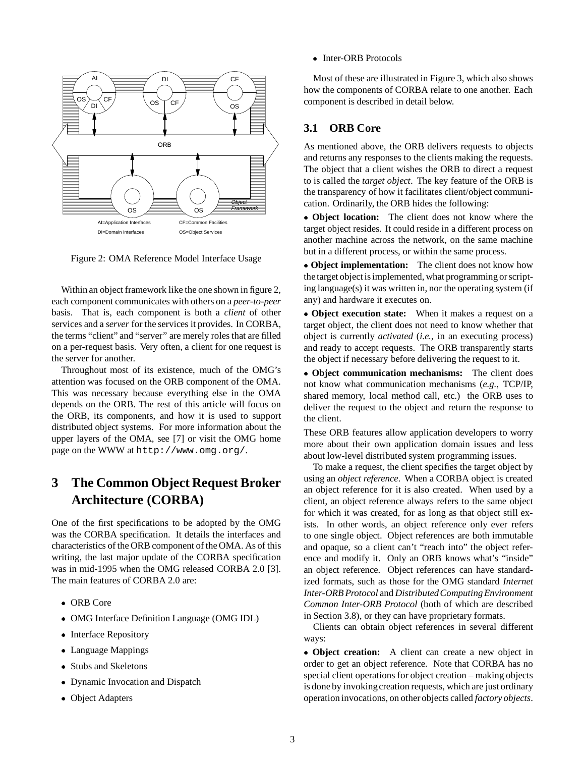Figure 2: OMA Reference Model Interface Usage

Within an object framework like the one shown in figure 2, each component communicates with others on a *peer-to-peer* basis. That is, each component is both a *client* of other services and a *server* for the services it provides. In CORBA, the terms "client" and "server" are merely roles that are filled on a per-request basis. Very often, a client for one request is the server for another.

Throughout most of its existence, much of the OMG's attention was focused on the ORB component of the OMA. This was necessary because everything else in the OMA depends on the ORB. The rest of this article will focus on the ORB, its components, and how it is used to support distributed object systems. For more information about the upper layers of the OMA, see [7] or visit the OMG home page on the WWW at `http://www.omg.org/`.

# 3 The Common Object Request Broker Architecture (CORBA)

One of the first specifications to be adopted by the OMG was the CORBA specification. It details the interfaces and characteristics of the ORB component of the OMA. As of this writing, the last major update of the CORBA specification was in mid-1995 when the OMG released CORBA 2.0 [3]. The main features of CORBA 2.0 are:

- ORB Core
- OMG Interface Definition Language (OMG IDL)
- Interface Repository
- Language Mappings
- Stubs and Skeletons
- Dynamic Invocation and Dispatch
- Object Adapters
- Inter-ORB Protocols

Most of these are illustrated in Figure 3, which also shows how the components of CORBA relate to one another. Each component is described in detail below.

## 3.1 ORB Core

As mentioned above, the ORB delivers requests to objects and returns any responses to the clients making the requests. The object that a client wishes the ORB to direct a request to is called the *target object*. The key feature of the ORB is the transparency of how it facilitates client/object communication. Ordinarily, the ORB hides the following:

- **Object location:** The client does not know where the target object resides. It could reside in a different process on another machine across the network, on the same machine but in a different process, or within the same process.
- **Object implementation:** The client does not know how the target object is implemented, what programming or scripting language(s) it was written in, nor the operating system (if any) and hardware it executes on.
- **Object execution state:** When it makes a request on a target object, the client does not need to know whether that object is currently *activated* (*i.e.*, in an executing process) and ready to accept requests. The ORB transparently starts the object if necessary before delivering the request to it.
- **Object communication mechanisms:** The client does not know what communication mechanisms (*e.g.*, TCP/IP, shared memory, local method call, etc.) the ORB uses to deliver the request to the object and return the response to the client.

These ORB features allow application developers to worry more about their own application domain issues and less about low-level distributed system programming issues.

To make a request, the client specifies the target object by using an *object reference*. When a CORBA object is created an object reference for it is also created. When used by a client, an object reference always refers to the same object for which it was created, for as long as that object still exists. In other words, an object reference only ever refers to one single object. Object references are both immutable and opaque, so a client can't "reach into" the object reference and modify it. Only an ORB knows what's "inside" an object reference. Object references can have standardized formats, such as those for the OMG standard *Internet Inter-ORB Protocol* and *Distributed Computing Environment Common Inter-ORB Protocol* (both of which are described in Section 3.8), or they can have proprietary formats.

Clients can obtain object references in several different ways:

- **Object creation:** A client can create a new object in order to get an object reference. Note that CORBA has no special client operations for object creation – making objects is done by invoking creation requests, which are just ordinary operation invocations, on other objects called *factory objects*.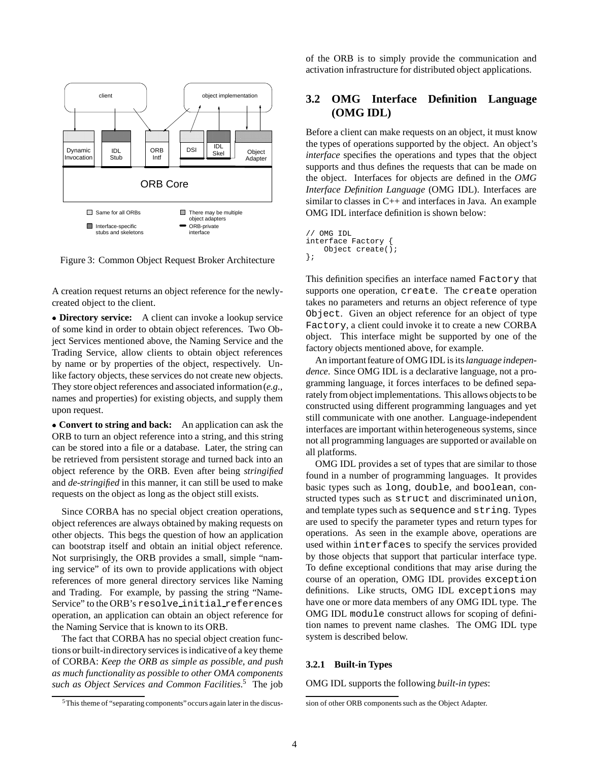Figure 3: Common Object Request Broker Architecture

A creation request returns an object reference for the newly-created object to the client.

- **Directory service:** A client can invoke a lookup service of some kind in order to obtain object references. Two Object Services mentioned above, the Naming Service and the Trading Service, allow clients to obtain object references by name or by properties of the object, respectively. Unlike factory objects, these services do not create new objects. They store object references and associated information (*e.g.*, names and properties) for existing objects, and supply them upon request.

- **Convert to string and back:** An application can ask the ORB to turn an object reference into a string, and this string can be stored into a file or a database. Later, the string can be retrieved from persistent storage and turned back into an object reference by the ORB. Even after being *stringified* and *de-stringified* in this manner, it can still be used to make requests on the object as long as the object still exists.

Since CORBA has no special object creation operations, object references are always obtained by making requests on other objects. This begs the question of how an application can bootstrap itself and obtain an initial object reference. Not surprisingly, the ORB provides a small, simple "naming service" of its own to provide applications with object references of more general directory services like Naming and Trading. For example, by passing the string "NameService" to the ORB's `resolve_initial_references` operation, an application can obtain an object reference for the Naming Service that is known to its ORB.

The fact that CORBA has no special object creation functions or built-in directory services is indicative of a key theme of CORBA: *Keep the ORB as simple as possible, and push as much functionality as possible to other OMA components such as Object Services and Common Facilities.*[5] The job of the ORB is to simply provide the communication and activation infrastructure for distributed object applications.

[5] This theme of "separating components" occurs again later in the discussion of other ORB components such as the Object Adapter.

## 3.2 OMG Interface Definition Language (OMG IDL)

Before a client can make requests on an object, it must know the types of operations supported by the object. An object's *interface* specifies the operations and types that the object supports and thus defines the requests that can be made on the object. Interfaces for objects are defined in the *OMG Interface Definition Language* (OMG IDL). Interfaces are similar to classes in C++ and interfaces in Java. An example OMG IDL interface definition is shown below:

```
// OMG IDL
interface Factory {
    Object create();
};
```

This definition specifies an interface named `Factory` that supports one operation, `create`. The `create` operation takes no parameters and returns an object reference of type `Object`. Given an object reference for an object of type `Factory`, a client could invoke it to create a new CORBA object. This interface might be supported by one of the factory objects mentioned above, for example.

An important feature of OMG IDL is its *language independence*. Since OMG IDL is a declarative language, not a programming language, it forces interfaces to be defined separately from object implementations. This allows objects to be constructed using different programming languages and yet still communicate with one another. Language-independent interfaces are important within heterogeneous systems, since not all programming languages are supported or available on all platforms.

OMG IDL provides a set of types that are similar to those found in a number of programming languages. It provides basic types such as `long`, `double`, and `boolean`, constructed types such as `struct` and discriminated `union`, and template types such as `sequence` and `string`. Types are used to specify the parameter types and return types for operations. As seen in the example above, operations are used within `interfaces` to specify the services provided by those objects that support that particular interface type. To define exceptional conditions that may arise during the course of an operation, OMG IDL provides `exception` definitions. Like structs, OMG IDL `exceptions` may have one or more data members of any OMG IDL type. The OMG IDL `module` construct allows for scoping of definition names to prevent name clashes. The OMG IDL type system is described below.

### 3.2.1 Built-in Types

OMG IDL supports the following *built-in types*: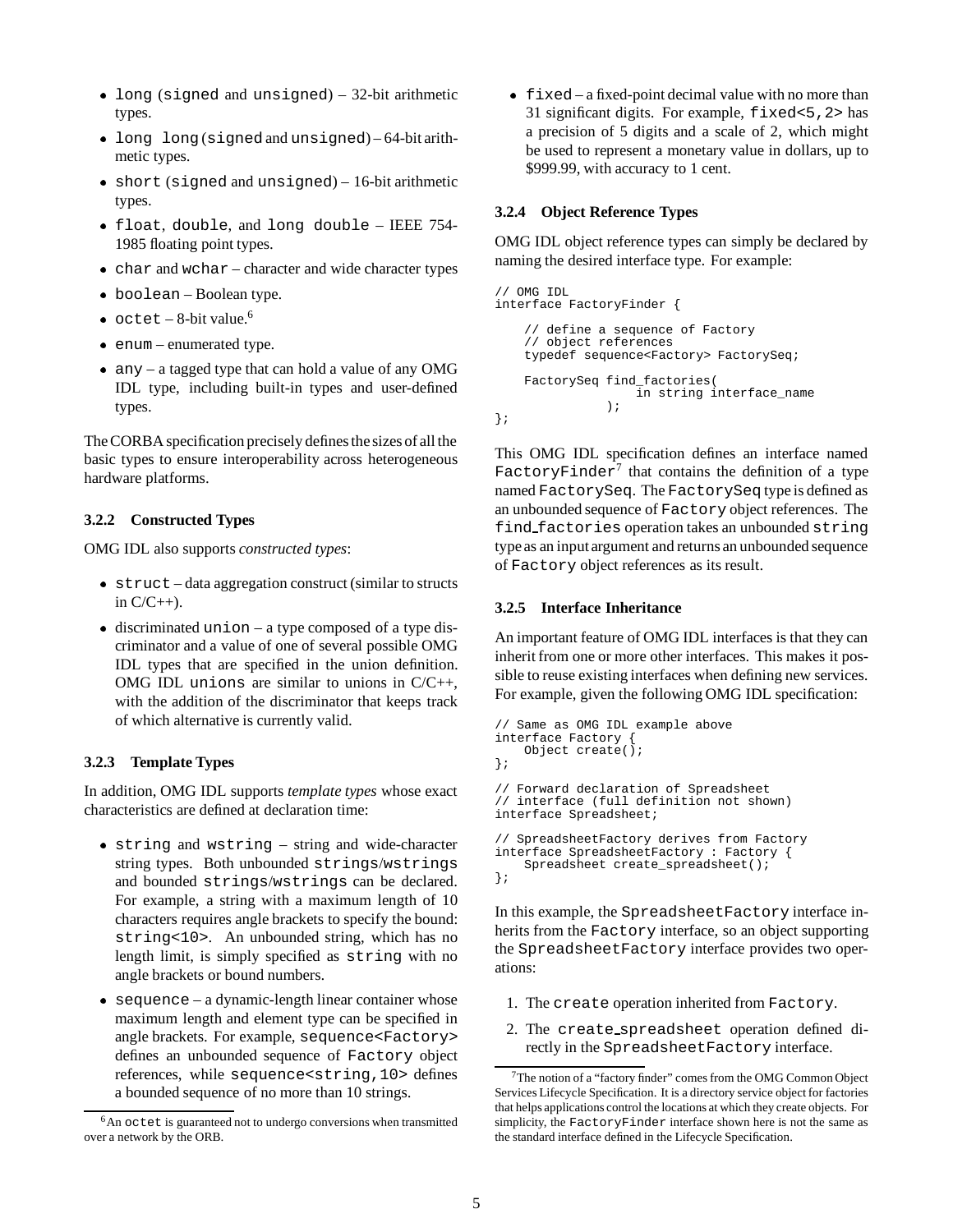- long (signed and unsigned) – 32-bit arithmetic types.
- long long (signed and unsigned) – 64-bit arithmetic types.
- short (signed and unsigned) – 16-bit arithmetic types.
- float, double, and long double – IEEE 754-1985 floating point types.
- char and wchar – character and wide character types
- boolean – Boolean type.
- octet – 8-bit value.[6]
- enum – enumerated type.
- any – a tagged type that can hold a value of any OMG IDL type, including built-in types and user-defined types.

The CORBA specification precisely defines the sizes of all the basic types to ensure interoperability across heterogeneous hardware platforms.

### 3.2.2 Constructed Types

OMG IDL also supports *constructed types*:

- struct – data aggregation construct (similar to structs in C/C++).
- discriminated union – a type composed of a type discriminator and a value of one of several possible OMG IDL types that are specified in the union definition. OMG IDL unions are similar to unions in C/C++, with the addition of the discriminator that keeps track of which alternative is currently valid.

### 3.2.3 Template Types

In addition, OMG IDL supports *template types* whose exact characteristics are defined at declaration time:

- string and wstring – string and wide-character string types. Both unbounded strings/wstrings and bounded strings/wstrings can be declared. For example, a string with a maximum length of 10 characters requires angle brackets to specify the bound: string<10>. An unbounded string, which has no length limit, is simply specified as string with no angle brackets or bound numbers.
- sequence – a dynamic-length linear container whose maximum length and element type can be specified in angle brackets. For example, sequence<Factory> defines an unbounded sequence of Factory object references, while sequence<string,10> defines a bounded sequence of no more than 10 strings.
- fixed – a fixed-point decimal value with no more than 31 significant digits. For example, fixed<5,2> has a precision of 5 digits and a scale of 2, which might be used to represent a monetary value in dollars, up to $999.99, with accuracy to 1 cent.

[6] An octet is guaranteed not to undergo conversions when transmitted over a network by the ORB.

### 3.2.4 Object Reference Types

OMG IDL object reference types can simply be declared by naming the desired interface type. For example:

```
// OMG IDL
interface FactoryFinder {

    // define a sequence of Factory
    // object references
    typedef sequence<Factory> FactorySeq;

    FactorySeq find_factories(
                   in string interface_name
               );
};
```

This OMG IDL specification defines an interface named FactoryFinder[7] that contains the definition of a type named FactorySeq. The FactorySeq type is defined as an unbounded sequence of Factory object references. The find_factories operation takes an unbounded string type as an input argument and returns an unbounded sequence of Factory object references as its result.

### 3.2.5 Interface Inheritance

An important feature of OMG IDL interfaces is that they can inherit from one or more other interfaces. This makes it possible to reuse existing interfaces when defining new services. For example, given the following OMG IDL specification:

```
// Same as OMG IDL example above
interface Factory {
    Object create();
};

// Forward declaration of Spreadsheet
// interface (full definition not shown)
interface Spreadsheet;

// SpreadsheetFactory derives from Factory
interface SpreadsheetFactory : Factory {
    Spreadsheet create_spreadsheet();
};
```

In this example, the SpreadsheetFactory interface inherits from the Factory interface, so an object supporting the SpreadsheetFactory interface provides two operations:

1. The create operation inherited from Factory.
2. The create_spreadsheet operation defined directly in the SpreadsheetFactory interface.

[7] The notion of a "factory finder" comes from the OMG Common Object Services Lifecycle Specification. It is a directory service object for factories that helps applications control the locations at which they create objects. For simplicity, the FactoryFinder interface shown here is not the same as the standard interface defined in the Lifecycle Specification.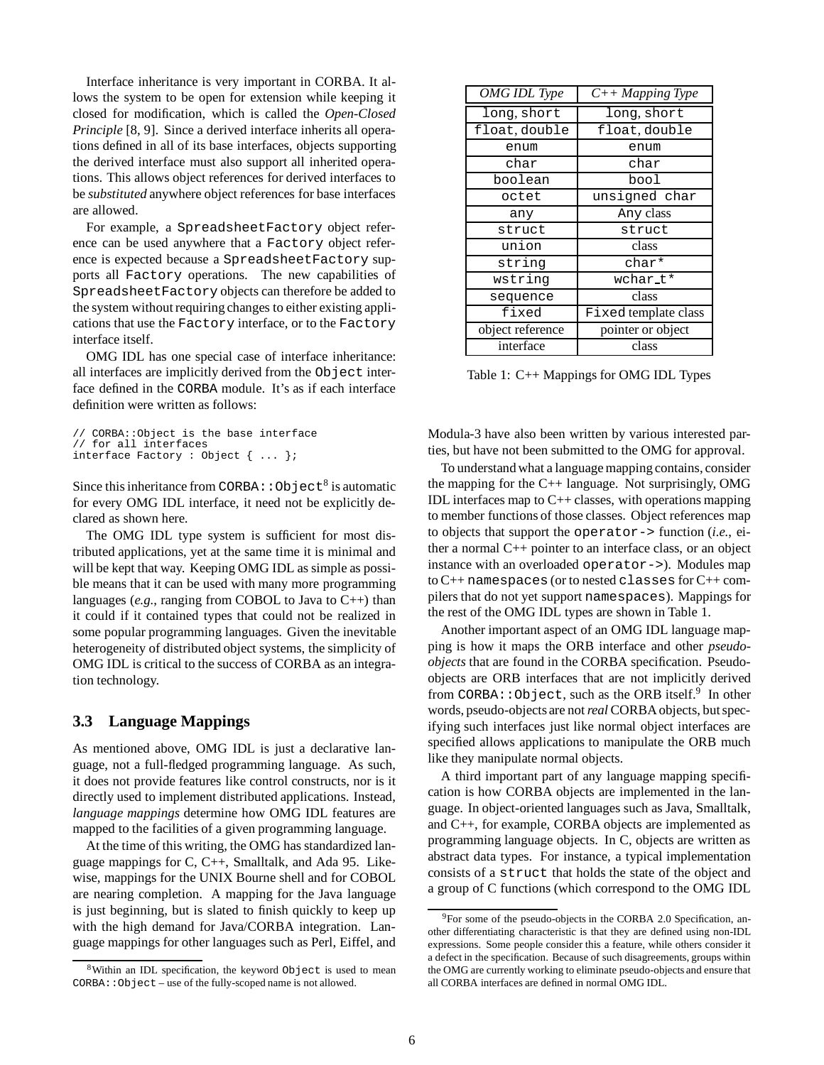Interface inheritance is very important in CORBA. It allows the system to be open for extension while keeping it closed for modification, which is called the *Open-Closed Principle* [8, 9]. Since a derived interface inherits all operations defined in all of its base interfaces, objects supporting the derived interface must also support all inherited operations. This allows object references for derived interfaces to be *substituted* anywhere object references for base interfaces are allowed.

For example, a `SpreadsheetFactory` object reference can be used anywhere that a `Factory` object reference is expected because a `SpreadsheetFactory` supports all `Factory` operations. The new capabilities of `SpreadsheetFactory` objects can therefore be added to the system without requiring changes to either existing applications that use the `Factory` interface, or to the `Factory` interface itself.

OMG IDL has one special case of interface inheritance: all interfaces are implicitly derived from the `Object` interface defined in the `CORBA` module. It's as if each interface definition were written as follows:

```
// CORBA::Object is the base interface
// for all interfaces
interface Factory : Object { ... };
```

Since this inheritance from `CORBA::Object`[8] is automatic for every OMG IDL interface, it need not be explicitly declared as shown here.

The OMG IDL type system is sufficient for most distributed applications, yet at the same time it is minimal and will be kept that way. Keeping OMG IDL as simple as possible means that it can be used with many more programming languages (*e.g.*, ranging from COBOL to Java to C++) than it could if it contained types that could not be realized in some popular programming languages. Given the inevitable heterogeneity of distributed object systems, the simplicity of OMG IDL is critical to the success of CORBA as an integration technology.

### 3.3 Language Mappings

As mentioned above, OMG IDL is just a declarative language, not a full-fledged programming language. As such, it does not provide features like control constructs, nor is it directly used to implement distributed applications. Instead, *language mappings* determine how OMG IDL features are mapped to the facilities of a given programming language.

At the time of this writing, the OMG has standardized language mappings for C, C++, Smalltalk, and Ada 95. Likewise, mappings for the UNIX Bourne shell and for COBOL are nearing completion. A mapping for the Java language is just beginning, but is slated to finish quickly to keep up with the high demand for Java/CORBA integration. Language mappings for other languages such as Perl, Eiffel, and Modula-3 have also been written by various interested parties, but have not been submitted to the OMG for approval.

To understand what a language mapping contains, consider the mapping for the C++ language. Not surprisingly, OMG IDL interfaces map to C++ classes, with operations mapping to member functions of those classes. Object references map to objects that support the `operator->` function (*i.e.*, either a normal C++ pointer to an interface class, or an object instance with an overloaded `operator->`). Modules map to C++ `namespaces` (or to nested `classes` for C++ compilers that do not yet support `namespaces`). Mappings for the rest of the OMG IDL types are shown in Table 1.

| *OMG IDL Type* | *C++ Mapping Type* |
|---|---|
| `long`, `short` | `long`, `short` |
| `float`, `double` | `float`, `double` |
| `enum` | `enum` |
| `char` | `char` |
| `boolean` | `bool` |
| `octet` | `unsigned char` |
| `any` | `Any` class |
| `struct` | `struct` |
| `union` | class |
| `string` | `char*` |
| `wstring` | `wchar_t*` |
| `sequence` | class |
| `fixed` | `Fixed` template class |
| object reference | pointer or object |
| interface | class |

Table 1: C++ Mappings for OMG IDL Types

Another important aspect of an OMG IDL language mapping is how it maps the ORB interface and other *pseudo-objects* that are found in the CORBA specification. Pseudo-objects are ORB interfaces that are not implicitly derived from `CORBA::Object`, such as the ORB itself.[9] In other words, pseudo-objects are not *real* CORBA objects, but specifying such interfaces just like normal object interfaces are specified allows applications to manipulate the ORB much like they manipulate normal objects.

A third important part of any language mapping specification is how CORBA objects are implemented in the language. In object-oriented languages such as Java, Smalltalk, and C++, for example, CORBA objects are implemented as programming language objects. In C, objects are written as abstract data types. For instance, a typical implementation consists of a `struct` that holds the state of the object and a group of C functions (which correspond to the OMG IDL

---

[8] Within an IDL specification, the keyword `Object` is used to mean `CORBA::Object` – use of the fully-scoped name is not allowed.

[9] For some of the pseudo-objects in the CORBA 2.0 Specification, another differentiating characteristic is that they are defined using non-IDL expressions. Some people consider this a feature, while others consider it a defect in the specification. Because of such disagreements, groups within the OMG are currently working to eliminate pseudo-objects and ensure that all CORBA interfaces are defined in normal OMG IDL.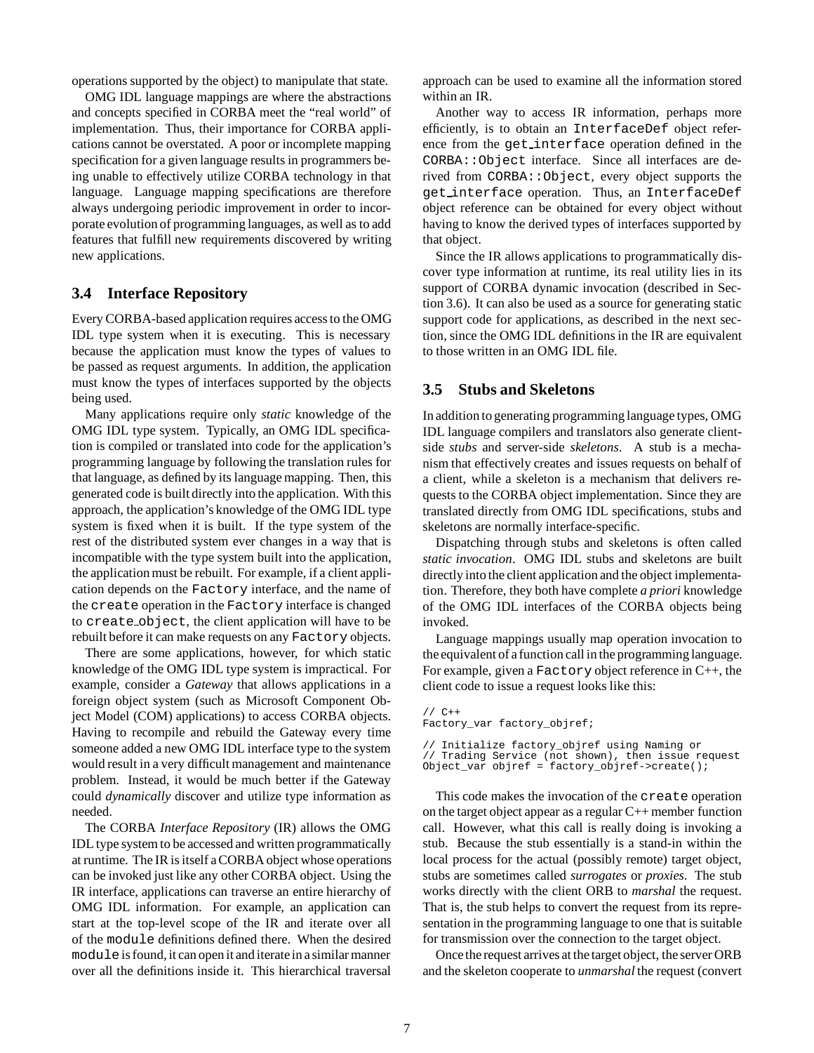operations supported by the object) to manipulate that state.

OMG IDL language mappings are where the abstractions and concepts specified in CORBA meet the "real world" of implementation. Thus, their importance for CORBA applications cannot be overstated. A poor or incomplete mapping specification for a given language results in programmers being unable to effectively utilize CORBA technology in that language. Language mapping specifications are therefore always undergoing periodic improvement in order to incorporate evolution of programming languages, as well as to add features that fulfill new requirements discovered by writing new applications.

### 3.4 Interface Repository

Every CORBA-based application requires access to the OMG IDL type system when it is executing. This is necessary because the application must know the types of values to be passed as request arguments. In addition, the application must know the types of interfaces supported by the objects being used.

Many applications require only *static* knowledge of the OMG IDL type system. Typically, an OMG IDL specification is compiled or translated into code for the application's programming language by following the translation rules for that language, as defined by its language mapping. Then, this generated code is built directly into the application. With this approach, the application's knowledge of the OMG IDL type system is fixed when it is built. If the type system of the rest of the distributed system ever changes in a way that is incompatible with the type system built into the application, the application must be rebuilt. For example, if a client application depends on the `Factory` interface, and the name of the `create` operation in the `Factory` interface is changed to `create_object`, the client application will have to be rebuilt before it can make requests on any `Factory` objects.

There are some applications, however, for which static knowledge of the OMG IDL type system is impractical. For example, consider a *Gateway* that allows applications in a foreign object system (such as Microsoft Component Object Model (COM) applications) to access CORBA objects. Having to recompile and rebuild the Gateway every time someone added a new OMG IDL interface type to the system would result in a very difficult management and maintenance problem. Instead, it would be much better if the Gateway could *dynamically* discover and utilize type information as needed.

The CORBA *Interface Repository* (IR) allows the OMG IDL type system to be accessed and written programmatically at runtime. The IR is itself a CORBA object whose operations can be invoked just like any other CORBA object. Using the IR interface, applications can traverse an entire hierarchy of OMG IDL information. For example, an application can start at the top-level scope of the IR and iterate over all of the `module` definitions defined there. When the desired `module` is found, it can open it and iterate in a similar manner over all the definitions inside it. This hierarchical traversal approach can be used to examine all the information stored within an IR.

Another way to access IR information, perhaps more efficiently, is to obtain an `InterfaceDef` object reference from the `get_interface` operation defined in the `CORBA::Object` interface. Since all interfaces are derived from `CORBA::Object`, every object supports the `get_interface` operation. Thus, an `InterfaceDef` object reference can be obtained for every object without having to know the derived types of interfaces supported by that object.

Since the IR allows applications to programmatically discover type information at runtime, its real utility lies in its support of CORBA dynamic invocation (described in Section 3.6). It can also be used as a source for generating static support code for applications, as described in the next section, since the OMG IDL definitions in the IR are equivalent to those written in an OMG IDL file.

### 3.5 Stubs and Skeletons

In addition to generating programming language types, OMG IDL language compilers and translators also generate client-side *stubs* and server-side *skeletons*. A stub is a mechanism that effectively creates and issues requests on behalf of a client, while a skeleton is a mechanism that delivers requests to the CORBA object implementation. Since they are translated directly from OMG IDL specifications, stubs and skeletons are normally interface-specific.

Dispatching through stubs and skeletons is often called *static invocation*. OMG IDL stubs and skeletons are built directly into the client application and the object implementation. Therefore, they both have complete *a priori* knowledge of the OMG IDL interfaces of the CORBA objects being invoked.

Language mappings usually map operation invocation to the equivalent of a function call in the programming language. For example, given a `Factory` object reference in C++, the client code to issue a request looks like this:

```
// C++
Factory_var factory_objref;

// Initialize factory_objref using Naming or
// Trading Service (not shown), then issue request
Object_var objref = factory_objref->create();
```

This code makes the invocation of the `create` operation on the target object appear as a regular C++ member function call. However, what this call is really doing is invoking a stub. Because the stub essentially is a stand-in within the local process for the actual (possibly remote) target object, stubs are sometimes called *surrogates* or *proxies*. The stub works directly with the client ORB to *marshal* the request. That is, the stub helps to convert the request from its representation in the programming language to one that is suitable for transmission over the connection to the target object.

Once the request arrives at the target object, the server ORB and the skeleton cooperate to *unmarshal* the request (convert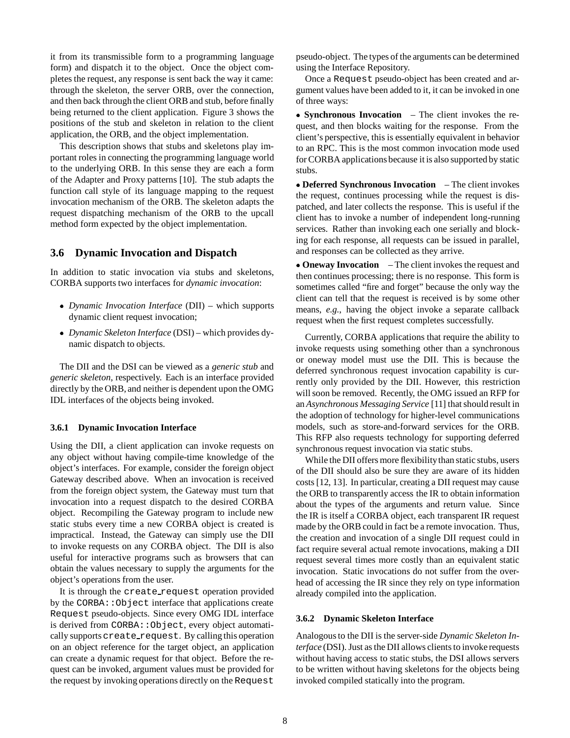it from its transmissible form to a programming language form) and dispatch it to the object. Once the object completes the request, any response is sent back the way it came: through the skeleton, the server ORB, over the connection, and then back through the client ORB and stub, before finally being returned to the client application. Figure 3 shows the positions of the stub and skeleton in relation to the client application, the ORB, and the object implementation.

This description shows that stubs and skeletons play important roles in connecting the programming language world to the underlying ORB. In this sense they are each a form of the Adapter and Proxy patterns [10]. The stub adapts the function call style of its language mapping to the request invocation mechanism of the ORB. The skeleton adapts the request dispatching mechanism of the ORB to the upcall method form expected by the object implementation.

## 3.6 Dynamic Invocation and Dispatch

In addition to static invocation via stubs and skeletons, CORBA supports two interfaces for *dynamic invocation*:

- *Dynamic Invocation Interface* (DII) – which supports dynamic client request invocation;
- *Dynamic Skeleton Interface* (DSI) – which provides dynamic dispatch to objects.

The DII and the DSI can be viewed as a *generic stub* and *generic skeleton*, respectively. Each is an interface provided directly by the ORB, and neither is dependent upon the OMG IDL interfaces of the objects being invoked.

### 3.6.1 Dynamic Invocation Interface

Using the DII, a client application can invoke requests on any object without having compile-time knowledge of the object's interfaces. For example, consider the foreign object Gateway described above. When an invocation is received from the foreign object system, the Gateway must turn that invocation into a request dispatch to the desired CORBA object. Recompiling the Gateway program to include new static stubs every time a new CORBA object is created is impractical. Instead, the Gateway can simply use the DII to invoke requests on any CORBA object. The DII is also useful for interactive programs such as browsers that can obtain the values necessary to supply the arguments for the object's operations from the user.

It is through the `create_request` operation provided by the `CORBA::Object` interface that applications create `Request` pseudo-objects. Since every OMG IDL interface is derived from `CORBA::Object`, every object automatically supports `create_request`. By calling this operation on an object reference for the target object, an application can create a dynamic request for that object. Before the request can be invoked, argument values must be provided for the request by invoking operations directly on the `Request` pseudo-object. The types of the arguments can be determined using the Interface Repository.

Once a `Request` pseudo-object has been created and argument values have been added to it, it can be invoked in one of three ways:

- **Synchronous Invocation** – The client invokes the request, and then blocks waiting for the response. From the client's perspective, this is essentially equivalent in behavior to an RPC. This is the most common invocation mode used for CORBA applications because it is also supported by static stubs.
- **Deferred Synchronous Invocation** – The client invokes the request, continues processing while the request is dispatched, and later collects the response. This is useful if the client has to invoke a number of independent long-running services. Rather than invoking each one serially and blocking for each response, all requests can be issued in parallel, and responses can be collected as they arrive.
- **Oneway Invocation** – The client invokes the request and then continues processing; there is no response. This form is sometimes called "fire and forget" because the only way the client can tell that the request is received is by some other means, *e.g.*, having the object invoke a separate callback request when the first request completes successfully.

Currently, CORBA applications that require the ability to invoke requests using something other than a synchronous or oneway model must use the DII. This is because the deferred synchronous request invocation capability is currently only provided by the DII. However, this restriction will soon be removed. Recently, the OMG issued an RFP for an *Asynchronous Messaging Service* [11] that should result in the adoption of technology for higher-level communications models, such as store-and-forward services for the ORB. This RFP also requests technology for supporting deferred synchronous request invocation via static stubs.

While the DII offers more flexibility than static stubs, users of the DII should also be sure they are aware of its hidden costs [12, 13]. In particular, creating a DII request may cause the ORB to transparently access the IR to obtain information about the types of the arguments and return value. Since the IR is itself a CORBA object, each transparent IR request made by the ORB could in fact be a remote invocation. Thus, the creation and invocation of a single DII request could in fact require several actual remote invocations, making a DII request several times more costly than an equivalent static invocation. Static invocations do not suffer from the overhead of accessing the IR since they rely on type information already compiled into the application.

### 3.6.2 Dynamic Skeleton Interface

Analogous to the DII is the server-side *Dynamic Skeleton Interface* (DSI). Just as the DII allows clients to invoke requests without having access to static stubs, the DSI allows servers to be written without having skeletons for the objects being invoked compiled statically into the program.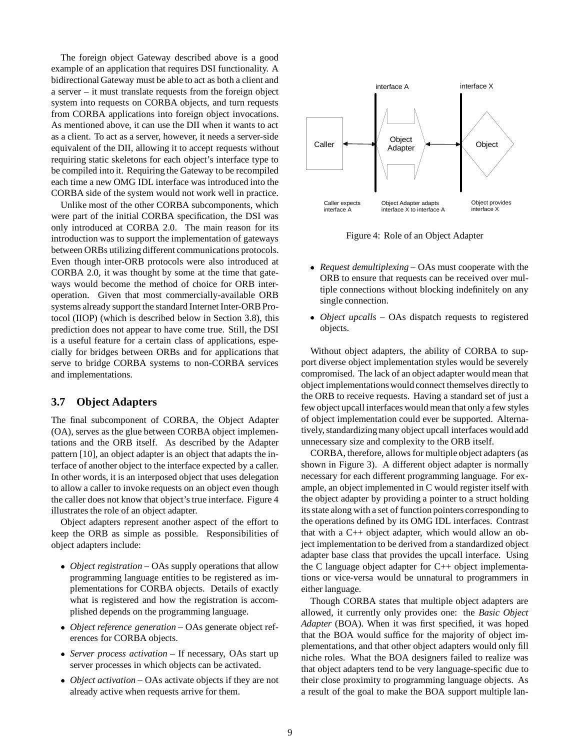The foreign object Gateway described above is a good example of an application that requires DSI functionality. A bidirectional Gateway must be able to act as both a client and a server – it must translate requests from the foreign object system into requests on CORBA objects, and turn requests from CORBA applications into foreign object invocations. As mentioned above, it can use the DII when it wants to act as a client. To act as a server, however, it needs a server-side equivalent of the DII, allowing it to accept requests without requiring static skeletons for each object's interface type to be compiled into it. Requiring the Gateway to be recompiled each time a new OMG IDL interface was introduced into the CORBA side of the system would not work well in practice.

Unlike most of the other CORBA subcomponents, which were part of the initial CORBA specification, the DSI was only introduced at CORBA 2.0. The main reason for its introduction was to support the implementation of gateways between ORBs utilizing different communications protocols. Even though inter-ORB protocols were also introduced at CORBA 2.0, it was thought by some at the time that gateways would become the method of choice for ORB interoperation. Given that most commercially-available ORB systems already support the standard Internet Inter-ORB Protocol (IIOP) (which is described below in Section 3.8), this prediction does not appear to have come true. Still, the DSI is a useful feature for a certain class of applications, especially for bridges between ORBs and for applications that serve to bridge CORBA systems to non-CORBA services and implementations.

### 3.7 Object Adapters

The final subcomponent of CORBA, the Object Adapter (OA), serves as the glue between CORBA object implementations and the ORB itself. As described by the Adapter pattern [10], an object adapter is an object that adapts the interface of another object to the interface expected by a caller. In other words, it is an interposed object that uses delegation to allow a caller to invoke requests on an object even though the caller does not know that object's true interface. Figure 4 illustrates the role of an object adapter.

Object adapters represent another aspect of the effort to keep the ORB as simple as possible. Responsibilities of object adapters include:

- *Object registration* – OAs supply operations that allow programming language entities to be registered as implementations for CORBA objects. Details of exactly what is registered and how the registration is accomplished depends on the programming language.
- *Object reference generation* – OAs generate object references for CORBA objects.
- *Server process activation* – If necessary, OAs start up server processes in which objects can be activated.
- *Object activation* – OAs activate objects if they are not already active when requests arrive for them.

Figure 4: Role of an Object Adapter

- *Request demultiplexing* – OAs must cooperate with the ORB to ensure that requests can be received over multiple connections without blocking indefinitely on any single connection.
- *Object upcalls* – OAs dispatch requests to registered objects.

Without object adapters, the ability of CORBA to support diverse object implementation styles would be severely compromised. The lack of an object adapter would mean that object implementations would connect themselves directly to the ORB to receive requests. Having a standard set of just a few object upcall interfaces would mean that only a few styles of object implementation could ever be supported. Alternatively, standardizing many object upcall interfaces would add unnecessary size and complexity to the ORB itself.

CORBA, therefore, allows for multiple object adapters (as shown in Figure 3). A different object adapter is normally necessary for each different programming language. For example, an object implemented in C would register itself with the object adapter by providing a pointer to a struct holding its state along with a set of function pointers corresponding to the operations defined by its OMG IDL interfaces. Contrast that with a C++ object adapter, which would allow an object implementation to be derived from a standardized object adapter base class that provides the upcall interface. Using the C language object adapter for C++ object implementations or vice-versa would be unnatural to programmers in either language.

Though CORBA states that multiple object adapters are allowed, it currently only provides one: the *Basic Object Adapter* (BOA). When it was first specified, it was hoped that the BOA would suffice for the majority of object implementations, and that other object adapters would only fill niche roles. What the BOA designers failed to realize was that object adapters tend to be very language-specific due to their close proximity to programming language objects. As a result of the goal to make the BOA support multiple lan-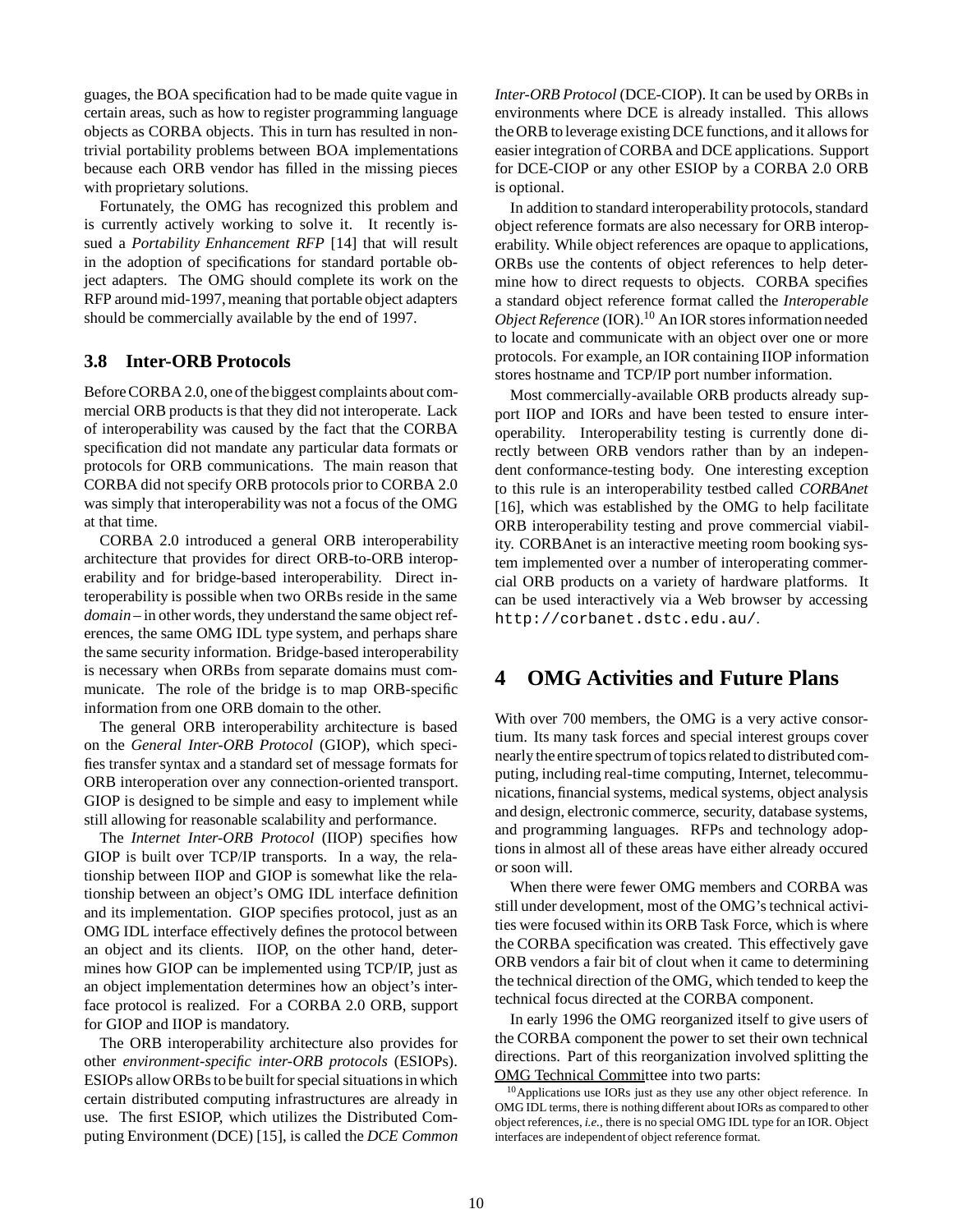guages, the BOA specification had to be made quite vague in certain areas, such as how to register programming language objects as CORBA objects. This in turn has resulted in non-trivial portability problems between BOA implementations because each ORB vendor has filled in the missing pieces with proprietary solutions.

Fortunately, the OMG has recognized this problem and is currently actively working to solve it. It recently issued a *Portability Enhancement RFP* [14] that will result in the adoption of specifications for standard portable object adapters. The OMG should complete its work on the RFP around mid-1997, meaning that portable object adapters should be commercially available by the end of 1997.

### 3.8 Inter-ORB Protocols

Before CORBA 2.0, one of the biggest complaints about commercial ORB products is that they did not interoperate. Lack of interoperability was caused by the fact that the CORBA specification did not mandate any particular data formats or protocols for ORB communications. The main reason that CORBA did not specify ORB protocols prior to CORBA 2.0 was simply that interoperability was not a focus of the OMG at that time.

CORBA 2.0 introduced a general ORB interoperability architecture that provides for direct ORB-to-ORB interoperability and for bridge-based interoperability. Direct interoperability is possible when two ORBs reside in the same *domain* – in other words, they understand the same object references, the same OMG IDL type system, and perhaps share the same security information. Bridge-based interoperability is necessary when ORBs from separate domains must communicate. The role of the bridge is to map ORB-specific information from one ORB domain to the other.

The general ORB interoperability architecture is based on the *General Inter-ORB Protocol* (GIOP), which specifies transfer syntax and a standard set of message formats for ORB interoperation over any connection-oriented transport. GIOP is designed to be simple and easy to implement while still allowing for reasonable scalability and performance.

The *Internet Inter-ORB Protocol* (IIOP) specifies how GIOP is built over TCP/IP transports. In a way, the relationship between IIOP and GIOP is somewhat like the relationship between an object's OMG IDL interface definition and its implementation. GIOP specifies protocol, just as an OMG IDL interface effectively defines the protocol between an object and its clients. IIOP, on the other hand, determines how GIOP can be implemented using TCP/IP, just as an object implementation determines how an object's interface protocol is realized. For a CORBA 2.0 ORB, support for GIOP and IIOP is mandatory.

The ORB interoperability architecture also provides for other *environment-specific inter-ORB protocols* (ESIOPs). ESIOPs allow ORBs to be built for special situations in which certain distributed computing infrastructures are already in use. The first ESIOP, which utilizes the Distributed Computing Environment (DCE) [15], is called the *DCE Common Inter-ORB Protocol* (DCE-CIOP). It can be used by ORBs in environments where DCE is already installed. This allows the ORB to leverage existing DCE functions, and it allows for easier integration of CORBA and DCE applications. Support for DCE-CIOP or any other ESIOP by a CORBA 2.0 ORB is optional.

In addition to standard interoperability protocols, standard object reference formats are also necessary for ORB interoperability. While object references are opaque to applications, ORBs use the contents of object references to help determine how to direct requests to objects. CORBA specifies a standard object reference format called the *Interoperable Object Reference* (IOR).[10] An IOR stores information needed to locate and communicate with an object over one or more protocols. For example, an IOR containing IIOP information stores hostname and TCP/IP port number information.

Most commercially-available ORB products already support IIOP and IORs and have been tested to ensure interoperability. Interoperability testing is currently done directly between ORB vendors rather than by an independent conformance-testing body. One interesting exception to this rule is an interoperability testbed called *CORBAnet* [16], which was established by the OMG to help facilitate ORB interoperability testing and prove commercial viability. CORBAnet is an interactive meeting room booking system implemented over a number of interoperating commercial ORB products on a variety of hardware platforms. It can be used interactively via a Web browser by accessing `http://corbanet.dstc.edu.au/`.

## 4 OMG Activities and Future Plans

With over 700 members, the OMG is a very active consortium. Its many task forces and special interest groups cover nearly the entire spectrum of topics related to distributed computing, including real-time computing, Internet, telecommunications, financial systems, medical systems, object analysis and design, electronic commerce, security, database systems, and programming languages. RFPs and technology adoptions in almost all of these areas have either already occured or soon will.

When there were fewer OMG members and CORBA was still under development, most of the OMG's technical activities were focused within its ORB Task Force, which is where the CORBA specification was created. This effectively gave ORB vendors a fair bit of clout when it came to determining the technical direction of the OMG, which tended to keep the technical focus directed at the CORBA component.

In early 1996 the OMG reorganized itself to give users of the CORBA component the power to set their own technical directions. Part of this reorganization involved splitting the OMG Technical Committee into two parts:

[10] Applications use IORs just as they use any other object reference. In OMG IDL terms, there is nothing different about IORs as compared to other object references, *i.e.*, there is no special OMG IDL type for an IOR. Object interfaces are independent of object reference format.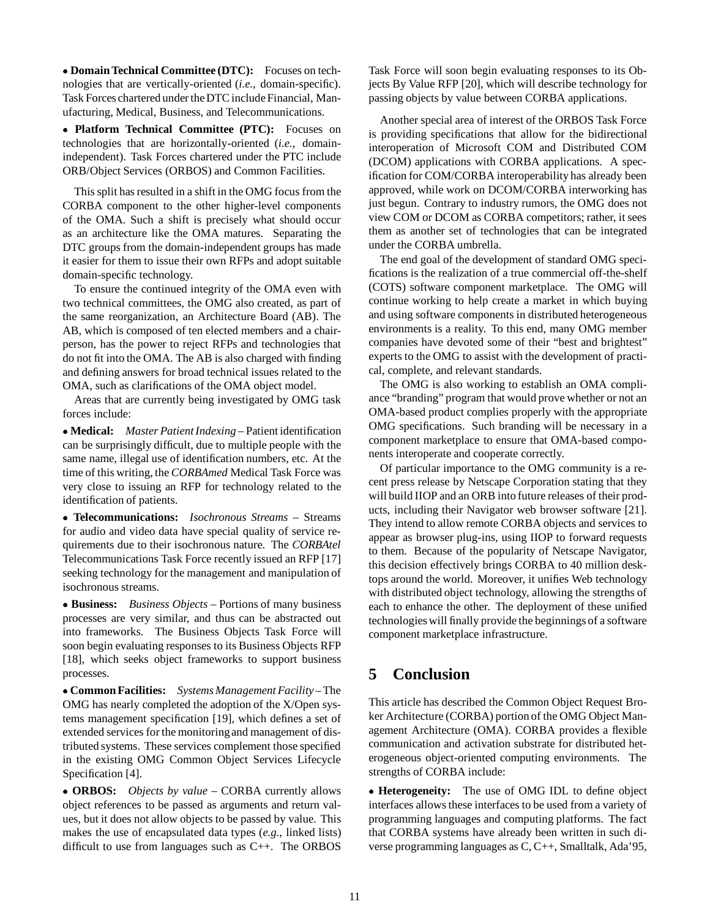• **Domain Technical Committee (DTC):** Focuses on technologies that are vertically-oriented (*i.e.*, domain-specific). Task Forces chartered under the DTC include Financial, Manufacturing, Medical, Business, and Telecommunications.

• **Platform Technical Committee (PTC):** Focuses on technologies that are horizontally-oriented (*i.e.*, domain-independent). Task Forces chartered under the PTC include ORB/Object Services (ORBOS) and Common Facilities.

This split has resulted in a shift in the OMG focus from the CORBA component to the other higher-level components of the OMA. Such a shift is precisely what should occur as an architecture like the OMA matures. Separating the DTC groups from the domain-independent groups has made it easier for them to issue their own RFPs and adopt suitable domain-specific technology.

To ensure the continued integrity of the OMA even with two technical committees, the OMG also created, as part of the same reorganization, an Architecture Board (AB). The AB, which is composed of ten elected members and a chairperson, has the power to reject RFPs and technologies that do not fit into the OMA. The AB is also charged with finding and defining answers for broad technical issues related to the OMA, such as clarifications of the OMA object model.

Areas that are currently being investigated by OMG task forces include:

• **Medical:** *Master Patient Indexing* – Patient identification can be surprisingly difficult, due to multiple people with the same name, illegal use of identification numbers, etc. At the time of this writing, the *CORBAmed* Medical Task Force was very close to issuing an RFP for technology related to the identification of patients.

• **Telecommunications:** *Isochronous Streams* – Streams for audio and video data have special quality of service requirements due to their isochronous nature. The *CORBAtel* Telecommunications Task Force recently issued an RFP [17] seeking technology for the management and manipulation of isochronous streams.

• **Business:** *Business Objects* – Portions of many business processes are very similar, and thus can be abstracted out into frameworks. The Business Objects Task Force will soon begin evaluating responses to its Business Objects RFP [18], which seeks object frameworks to support business processes.

• **Common Facilities:** *Systems Management Facility* – The OMG has nearly completed the adoption of the X/Open systems management specification [19], which defines a set of extended services for the monitoring and management of distributed systems. These services complement those specified in the existing OMG Common Object Services Lifecycle Specification [4].

• **ORBOS:** *Objects by value* – CORBA currently allows object references to be passed as arguments and return values, but it does not allow objects to be passed by value. This makes the use of encapsulated data types (*e.g.*, linked lists) difficult to use from languages such as C++. The ORBOS Task Force will soon begin evaluating responses to its Objects By Value RFP [20], which will describe technology for passing objects by value between CORBA applications.

Another special area of interest of the ORBOS Task Force is providing specifications that allow for the bidirectional interoperation of Microsoft COM and Distributed COM (DCOM) applications with CORBA applications. A specification for COM/CORBA interoperability has already been approved, while work on DCOM/CORBA interworking has just begun. Contrary to industry rumors, the OMG does not view COM or DCOM as CORBA competitors; rather, it sees them as another set of technologies that can be integrated under the CORBA umbrella.

The end goal of the development of standard OMG specifications is the realization of a true commercial off-the-shelf (COTS) software component marketplace. The OMG will continue working to help create a market in which buying and using software components in distributed heterogeneous environments is a reality. To this end, many OMG member companies have devoted some of their "best and brightest" experts to the OMG to assist with the development of practical, complete, and relevant standards.

The OMG is also working to establish an OMA compliance "branding" program that would prove whether or not an OMA-based product complies properly with the appropriate OMG specifications. Such branding will be necessary in a component marketplace to ensure that OMA-based components interoperate and cooperate correctly.

Of particular importance to the OMG community is a recent press release by Netscape Corporation stating that they will build IIOP and an ORB into future releases of their products, including their Navigator web browser software [21]. They intend to allow remote CORBA objects and services to appear as browser plug-ins, using IIOP to forward requests to them. Because of the popularity of Netscape Navigator, this decision effectively brings CORBA to 40 million desktops around the world. Moreover, it unifies Web technology with distributed object technology, allowing the strengths of each to enhance the other. The deployment of these unified technologies will finally provide the beginnings of a software component marketplace infrastructure.

# 5 Conclusion

This article has described the Common Object Request Broker Architecture (CORBA) portion of the OMG Object Management Architecture (OMA). CORBA provides a flexible communication and activation substrate for distributed heterogeneous object-oriented computing environments. The strengths of CORBA include:

• **Heterogeneity:** The use of OMG IDL to define object interfaces allows these interfaces to be used from a variety of programming languages and computing platforms. The fact that CORBA systems have already been written in such diverse programming languages as C, C++, Smalltalk, Ada'95,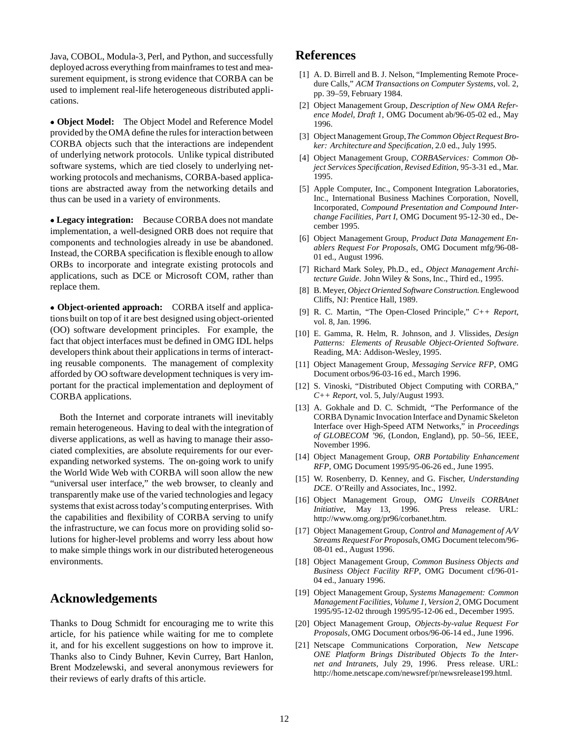Java, COBOL, Modula-3, Perl, and Python, and successfully deployed across everything from mainframes to test and measurement equipment, is strong evidence that CORBA can be used to implement real-life heterogeneous distributed applications.

• **Object Model:** The Object Model and Reference Model provided by the OMA define the rules for interaction between CORBA objects such that the interactions are independent of underlying network protocols. Unlike typical distributed software systems, which are tied closely to underlying networking protocols and mechanisms, CORBA-based applications are abstracted away from the networking details and thus can be used in a variety of environments.

• **Legacy integration:** Because CORBA does not mandate implementation, a well-designed ORB does not require that components and technologies already in use be abandoned. Instead, the CORBA specification is flexible enough to allow ORBs to incorporate and integrate existing protocols and applications, such as DCE or Microsoft COM, rather than replace them.

• **Object-oriented approach:** CORBA itself and applications built on top of it are best designed using object-oriented (OO) software development principles. For example, the fact that object interfaces must be defined in OMG IDL helps developers think about their applications in terms of interacting reusable components. The management of complexity afforded by OO software development techniques is very important for the practical implementation and deployment of CORBA applications.

Both the Internet and corporate intranets will inevitably remain heterogeneous. Having to deal with the integration of diverse applications, as well as having to manage their associated complexities, are absolute requirements for our ever-expanding networked systems. The on-going work to unify the World Wide Web with CORBA will soon allow the new "universal user interface," the web browser, to cleanly and transparently make use of the varied technologies and legacy systems that exist across today's computing enterprises. With the capabilities and flexibility of CORBA serving to unify the infrastructure, we can focus more on providing solid solutions for higher-level problems and worry less about how to make simple things work in our distributed heterogeneous environments.

## Acknowledgements

Thanks to Doug Schmidt for encouraging me to write this article, for his patience while waiting for me to complete it, and for his excellent suggestions on how to improve it. Thanks also to Cindy Buhner, Kevin Currey, Bart Hanlon, Brent Modzelewski, and several anonymous reviewers for their reviews of early drafts of this article.

## References

[1] A. D. Birrell and B. J. Nelson, "Implementing Remote Procedure Calls," *ACM Transactions on Computer Systems*, vol. 2, pp. 39–59, February 1984.

[2] Object Management Group, *Description of New OMA Reference Model, Draft 1*, OMG Document ab/96-05-02 ed., May 1996.

[3] Object Management Group, *The Common Object Request Broker: Architecture and Specification*, 2.0 ed., July 1995.

[4] Object Management Group, *CORBAServices: Common Object Services Specification, Revised Edition*, 95-3-31 ed., Mar. 1995.

[5] Apple Computer, Inc., Component Integration Laboratories, Inc., International Business Machines Corporation, Novell, Incorporated, *Compound Presentation and Compound Interchange Facilities, Part I*, OMG Document 95-12-30 ed., December 1995.

[6] Object Management Group, *Product Data Management Enablers Request For Proposals*, OMG Document mfg/96-08-01 ed., August 1996.

[7] Richard Mark Soley, Ph.D., ed., *Object Management Architecture Guide*. John Wiley & Sons, Inc., Third ed., 1995.

[8] B. Meyer, *Object Oriented Software Construction.* Englewood Cliffs, NJ: Prentice Hall, 1989.

[9] R. C. Martin, "The Open-Closed Principle," *C++ Report*, vol. 8, Jan. 1996.

[10] E. Gamma, R. Helm, R. Johnson, and J. Vlissides, *Design Patterns: Elements of Reusable Object-Oriented Software*. Reading, MA: Addison-Wesley, 1995.

[11] Object Management Group, *Messaging Service RFP*, OMG Document orbos/96-03-16 ed., March 1996.

[12] S. Vinoski, "Distributed Object Computing with CORBA," *C++ Report*, vol. 5, July/August 1993.

[13] A. Gokhale and D. C. Schmidt, "The Performance of the CORBA Dynamic Invocation Interface and Dynamic Skeleton Interface over High-Speed ATM Networks," in *Proceedings of GLOBECOM '96*, (London, England), pp. 50–56, IEEE, November 1996.

[14] Object Management Group, *ORB Portability Enhancement RFP*, OMG Document 1995/95-06-26 ed., June 1995.

[15] W. Rosenberry, D. Kenney, and G. Fischer, *Understanding DCE*. O'Reilly and Associates, Inc., 1992.

[16] Object Management Group, *OMG Unveils CORBAnet Initiative*, May 13, 1996. Press release. URL: http://www.omg.org/pr96/corbanet.htm.

[17] Object Management Group, *Control and Management of A/V Streams Request For Proposals*, OMG Document telecom/96-08-01 ed., August 1996.

[18] Object Management Group, *Common Business Objects and Business Object Facility RFP*, OMG Document cf/96-01-04 ed., January 1996.

[19] Object Management Group, *Systems Management: Common Management Facilities, Volume 1, Version 2*, OMG Document 1995/95-12-02 through 1995/95-12-06 ed., December 1995.

[20] Object Management Group, *Objects-by-value Request For Proposals*, OMG Document orbos/96-06-14 ed., June 1996.

[21] Netscape Communications Corporation, *New Netscape ONE Platform Brings Distributed Objects To the Internet and Intranets*, July 29, 1996. Press release. URL: http://home.netscape.com/newsref/pr/newsrelease199.html.